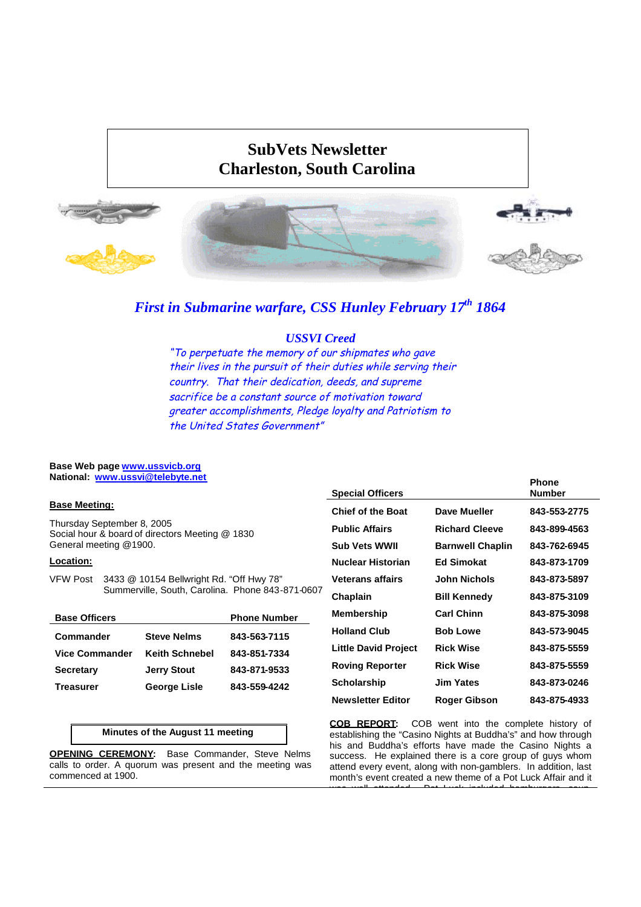# SubVets Newsletter
# Charleston, South Carolina

***First in Submarine warfare, CSS Hunley February 17th 1864***

***USSVI Creed***

*"To perpetuate the memory of our shipmates who gave their lives in the pursuit of their duties while serving their country. That their dedication, deeds, and supreme sacrifice be a constant source of motivation toward greater accomplishments, Pledge loyalty and Patriotism to the United States Government"*

**Base Web page** www.ussvicb.org
**National:** www.ussvi@telebyte.net

**Base Meeting:**

Thursday September 8, 2005
Social hour & board of directors Meeting @ 1830
General meeting @1900.

**Location:**

VFW Post 3433 @ 10154 Bellwright Rd. "Off Hwy 78"
Summerville, South, Carolina. Phone 843-871-0607

| Base Officers | | Phone Number |
|---|---|---|
| Commander | Steve Nelms | 843-563-7115 |
| Vice Commander | Keith Schnebel | 843-851-7334 |
| Secretary | Jerry Stout | 843-871-9533 |
| Treasurer | George Lisle | 843-559-4242 |

| Special Officers | | Phone Number |
|---|---|---|
| Chief of the Boat | Dave Mueller | 843-553-2775 |
| Public Affairs | Richard Cleeve | 843-899-4563 |
| Sub Vets WWII | Barnwell Chaplin | 843-762-6945 |
| Nuclear Historian | Ed Simokat | 843-873-1709 |
| Veterans affairs | John Nichols | 843-873-5897 |
| Chaplain | Bill Kennedy | 843-875-3109 |
| Membership | Carl Chinn | 843-875-3098 |
| Holland Club | Bob Lowe | 843-573-9045 |
| Little David Project | Rick Wise | 843-875-5559 |
| Roving Reporter | Rick Wise | 843-875-5559 |
| Scholarship | Jim Yates | 843-873-0246 |
| Newsletter Editor | Roger Gibson | 843-875-4933 |

**Minutes of the August 11 meeting**

**OPENING CEREMONY:** Base Commander, Steve Nelms calls to order. A quorum was present and the meeting was commenced at 1900.

**COB REPORT:** COB went into the complete history of establishing the "Casino Nights at Buddha's" and how through his and Buddha's efforts have made the Casino Nights a success. He explained there is a core group of guys whom attend every event, along with non-gamblers. In addition, last month's event created a new theme of a Pot Luck Affair and it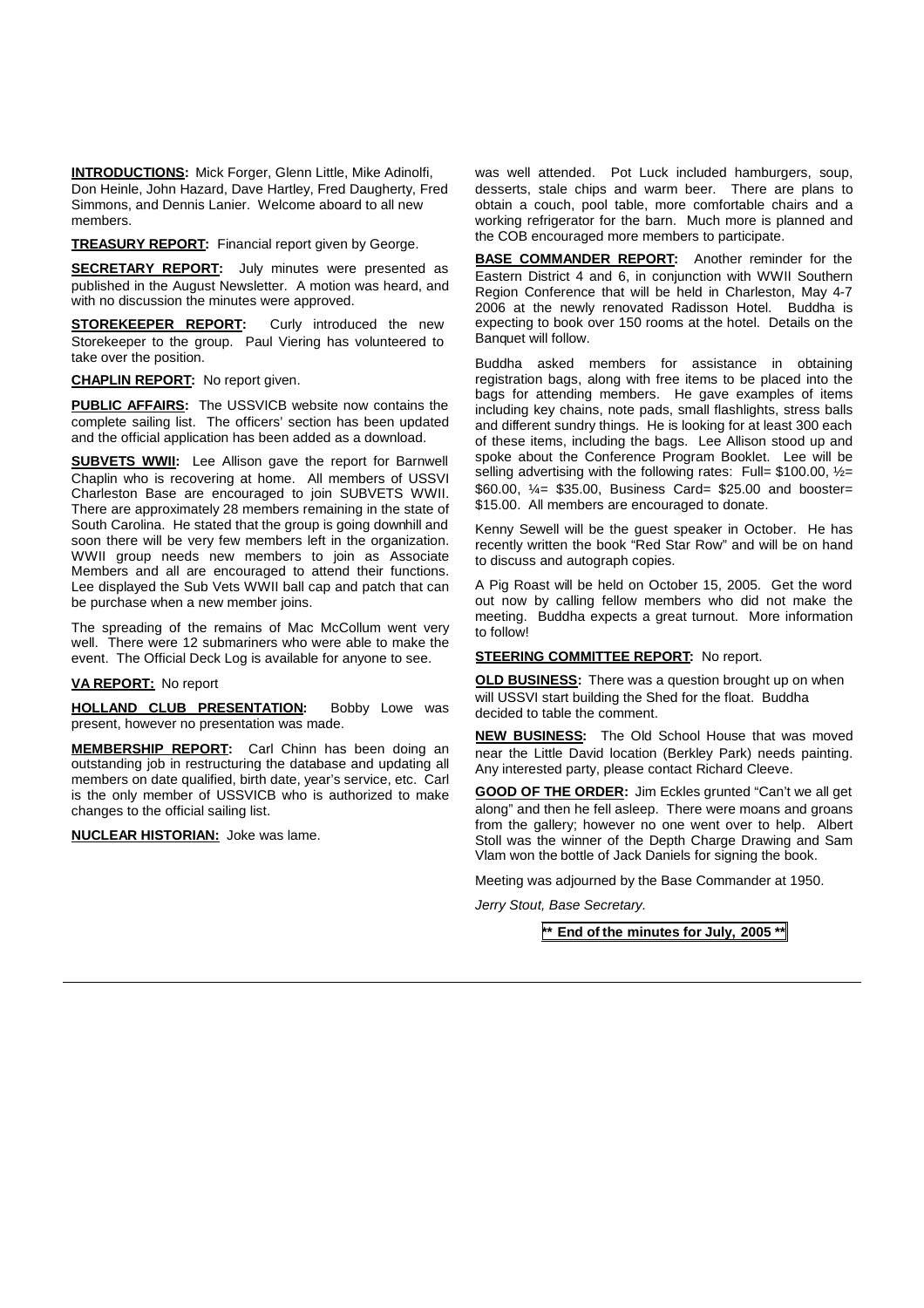**INTRODUCTIONS:** Mick Forger, Glenn Little, Mike Adinolfi, Don Heinle, John Hazard, Dave Hartley, Fred Daugherty, Fred Simmons, and Dennis Lanier. Welcome aboard to all new members.

**TREASURY REPORT:** Financial report given by George.

**SECRETARY REPORT:** July minutes were presented as published in the August Newsletter. A motion was heard, and with no discussion the minutes were approved.

**STOREKEEPER REPORT:** Curly introduced the new Storekeeper to the group. Paul Viering has volunteered to take over the position.

**CHAPLIN REPORT:** No report given.

**PUBLIC AFFAIRS:** The USSVICB website now contains the complete sailing list. The officers' section has been updated and the official application has been added as a download.

**SUBVETS WWII:** Lee Allison gave the report for Barnwell Chaplin who is recovering at home. All members of USSVI Charleston Base are encouraged to join SUBVETS WWII. There are approximately 28 members remaining in the state of South Carolina. He stated that the group is going downhill and soon there will be very few members left in the organization. WWII group needs new members to join as Associate Members and all are encouraged to attend their functions. Lee displayed the Sub Vets WWII ball cap and patch that can be purchase when a new member joins.

The spreading of the remains of Mac McCollum went very well. There were 12 submariners who were able to make the event. The Official Deck Log is available for anyone to see.

**VA REPORT:** No report

**HOLLAND CLUB PRESENTATION:** Bobby Lowe was present, however no presentation was made.

**MEMBERSHIP REPORT:** Carl Chinn has been doing an outstanding job in restructuring the database and updating all members on date qualified, birth date, year's service, etc. Carl is the only member of USSVICB who is authorized to make changes to the official sailing list.

**NUCLEAR HISTORIAN:** Joke was lame.

was well attended. Pot Luck included hamburgers, soup, desserts, stale chips and warm beer. There are plans to obtain a couch, pool table, more comfortable chairs and a working refrigerator for the barn. Much more is planned and the COB encouraged more members to participate.

**BASE COMMANDER REPORT:** Another reminder for the Eastern District 4 and 6, in conjunction with WWII Southern Region Conference that will be held in Charleston, May 4-7 2006 at the newly renovated Radisson Hotel. Buddha is expecting to book over 150 rooms at the hotel. Details on the Banquet will follow.

Buddha asked members for assistance in obtaining registration bags, along with free items to be placed into the bags for attending members. He gave examples of items including key chains, note pads, small flashlights, stress balls and different sundry things. He is looking for at least 300 each of these items, including the bags. Lee Allison stood up and spoke about the Conference Program Booklet. Lee will be selling advertising with the following rates: Full= $100.00, ½= $60.00, ¼= $35.00, Business Card= $25.00 and booster= $15.00. All members are encouraged to donate.

Kenny Sewell will be the guest speaker in October. He has recently written the book "Red Star Row" and will be on hand to discuss and autograph copies.

A Pig Roast will be held on October 15, 2005. Get the word out now by calling fellow members who did not make the meeting. Buddha expects a great turnout. More information to follow!

**STEERING COMMITTEE REPORT:** No report.

**OLD BUSINESS:** There was a question brought up on when will USSVI start building the Shed for the float. Buddha decided to table the comment.

**NEW BUSINESS:** The Old School House that was moved near the Little David location (Berkley Park) needs painting. Any interested party, please contact Richard Cleeve.

**GOOD OF THE ORDER:** Jim Eckles grunted "Can't we all get along" and then he fell asleep. There were moans and groans from the gallery; however no one went over to help. Albert Stoll was the winner of the Depth Charge Drawing and Sam Vlam won the bottle of Jack Daniels for signing the book.

Meeting was adjourned by the Base Commander at 1950.

*Jerry Stout, Base Secretary.*

**\*\* End of the minutes for July, 2005 \*\***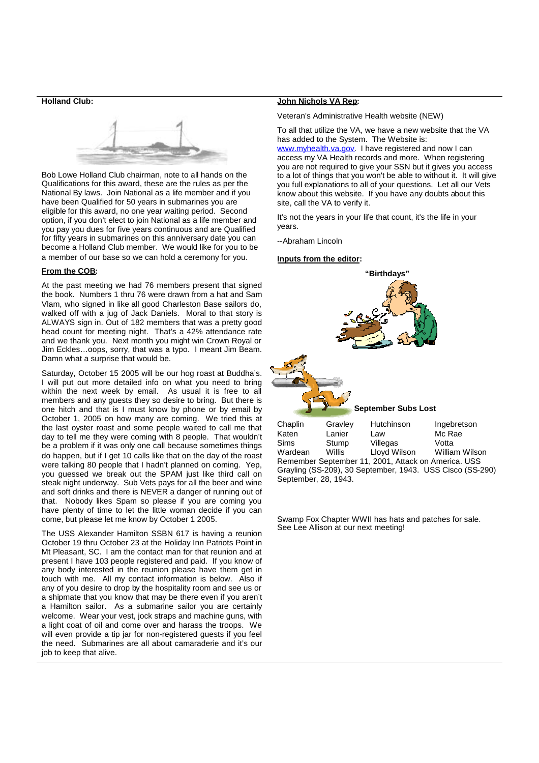**Holland Club:**

Bob Lowe Holland Club chairman, note to all hands on the Qualifications for this award, these are the rules as per the National By laws. Join National as a life member and if you have been Qualified for 50 years in submarines you are eligible for this award, no one year waiting period. Second option, if you don't elect to join National as a life member and you pay you dues for five years continuous and are Qualified for fifty years in submarines on this anniversary date you can become a Holland Club member. We would like for you to be a member of our base so we can hold a ceremony for you.

**From the COB:**

At the past meeting we had 76 members present that signed the book. Numbers 1 thru 76 were drawn from a hat and Sam Vlam, who signed in like all good Charleston Base sailors do, walked off with a jug of Jack Daniels. Moral to that story is ALWAYS sign in. Out of 182 members that was a pretty good head count for meeting night. That's a 42% attendance rate and we thank you. Next month you might win Crown Royal or Jim Eckles…oops, sorry, that was a typo. I meant Jim Beam. Damn what a surprise that would be.

Saturday, October 15 2005 will be our hog roast at Buddha's. I will put out more detailed info on what you need to bring within the next week by email. As usual it is free to all members and any guests they so desire to bring. But there is one hitch and that is I must know by phone or by email by October 1, 2005 on how many are coming. We tried this at the last oyster roast and some people waited to call me that day to tell me they were coming with 8 people. That wouldn't be a problem if it was only one call because sometimes things do happen, but if I get 10 calls like that on the day of the roast were talking 80 people that I hadn't planned on coming. Yep, you guessed we break out the SPAM just like third call on steak night underway. Sub Vets pays for all the beer and wine and soft drinks and there is NEVER a danger of running out of that. Nobody likes Spam so please if you are coming you have plenty of time to let the little woman decide if you can come, but please let me know by October 1 2005.

The USS Alexander Hamilton SSBN 617 is having a reunion October 19 thru October 23 at the Holiday Inn Patriots Point in Mt Pleasant, SC. I am the contact man for that reunion and at present I have 103 people registered and paid. If you know of any body interested in the reunion please have them get in touch with me. All my contact information is below. Also if any of you desire to drop by the hospitality room and see us or a shipmate that you know that may be there even if you aren't a Hamilton sailor. As a submarine sailor you are certainly welcome. Wear your vest, jock straps and machine guns, with a light coat of oil and come over and harass the troops. We will even provide a tip jar for non-registered guests if you feel the need. Submarines are all about camaraderie and it's our job to keep that alive.

**John Nichols VA Rep:**

Veteran's Administrative Health website (NEW)

To all that utilize the VA, we have a new website that the VA has added to the System. The Website is: www.myhealth.va.gov. I have registered and now I can access my VA Health records and more. When registering you are not required to give your SSN but it gives you access to a lot of things that you won't be able to without it. It will give you full explanations to all of your questions. Let all our Vets know about this website. If you have any doubts about this site, call the VA to verify it.

It's not the years in your life that count, it's the life in your years.

--Abraham Lincoln

**Inputs from the editor:**

**"Birthdays"**

**September Subs Lost**

| | | | |
|---|---|---|---|
| Chaplin | Gravley | Hutchinson | Ingebretson |
| Katen | Lanier | Law | Mc Rae |
| Sims | Stump | Villegas | Votta |
| Wardean | Willis | Lloyd Wilson | William Wilson |

Remember September 11, 2001, Attack on America. USS Grayling (SS-209), 30 September, 1943. USS Cisco (SS-290) September, 28, 1943.

Swamp Fox Chapter WWII has hats and patches for sale. See Lee Allison at our next meeting!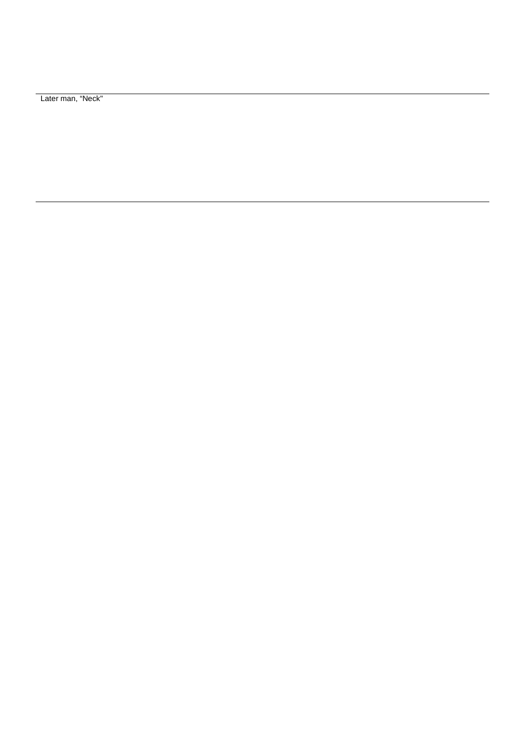Later man, “Neck"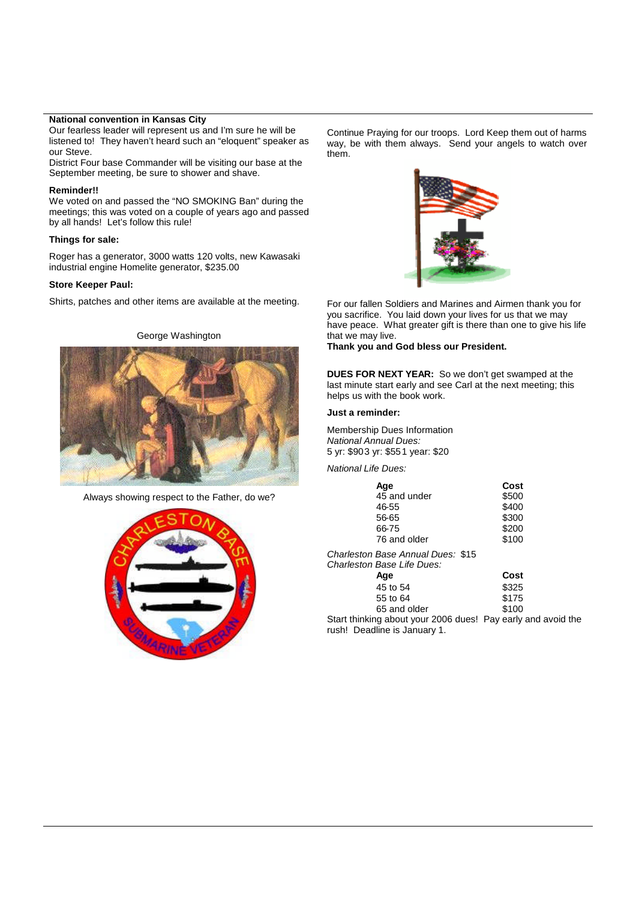**National convention in Kansas City**

Our fearless leader will represent us and I'm sure he will be listened to! They haven't heard such an "eloquent" speaker as our Steve.

District Four base Commander will be visiting our base at the September meeting, be sure to shower and shave.

**Reminder!!**

We voted on and passed the "NO SMOKING Ban" during the meetings; this was voted on a couple of years ago and passed by all hands! Let's follow this rule!

**Things for sale:**

Roger has a generator, 3000 watts 120 volts, new Kawasaki industrial engine Homelite generator, $235.00

**Store Keeper Paul:**

Shirts, patches and other items are available at the meeting.

George Washington

Always showing respect to the Father, do we?

Continue Praying for our troops. Lord Keep them out of harms way, be with them always. Send your angels to watch over them.

For our fallen Soldiers and Marines and Airmen thank you for you sacrifice. You laid down your lives for us that we may have peace. What greater gift is there than one to give his life that we may live.

**Thank you and God bless our President.**

**DUES FOR NEXT YEAR:** So we don't get swamped at the last minute start early and see Carl at the next meeting; this helps us with the book work.

**Just a reminder:**

Membership Dues Information

*National Annual Dues:*

5 yr: $90 3 yr: $55 1 year: $20

*National Life Dues:*

| Age | Cost |
|---|---|
| 45 and under | $500 |
| 46-55 | $400 |
| 56-65 | $300 |
| 66-75 | $200 |
| 76 and older | $100 |

*Charleston Base Annual Dues:* $15

*Charleston Base Life Dues:*

| Age | Cost |
|---|---|
| 45 to 54 | $325 |
| 55 to 64 | $175 |
| 65 and older | $100 |

Start thinking about your 2006 dues! Pay early and avoid the rush! Deadline is January 1.